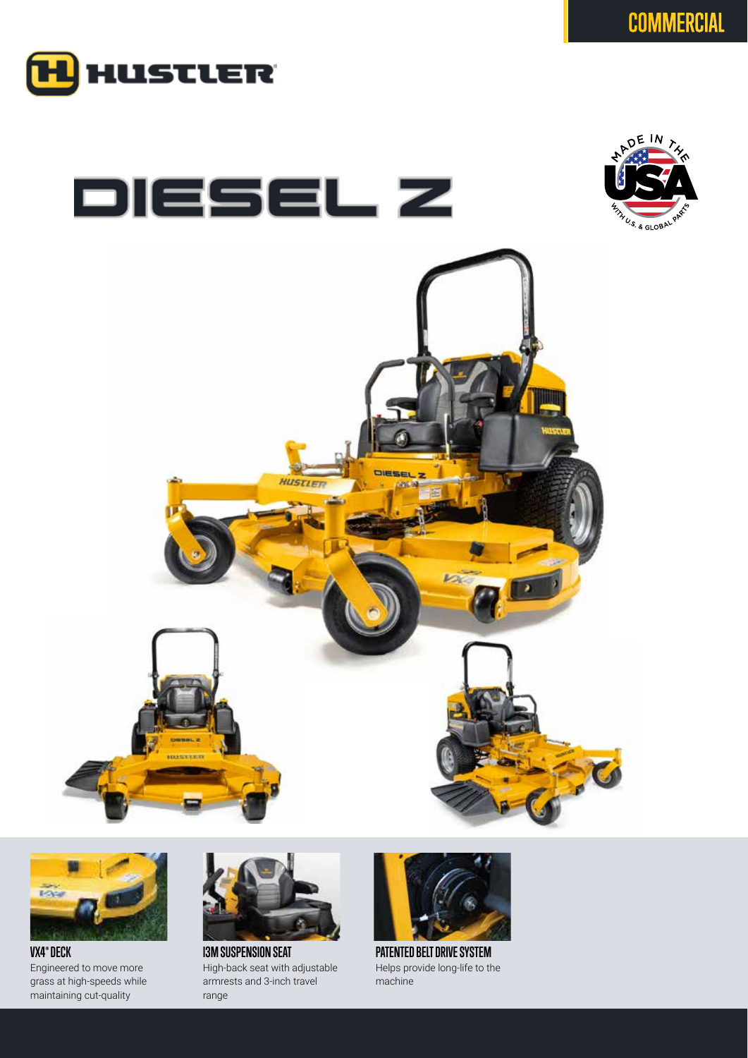COMMERCIAL

HUSTLER

# DIESEL Z

MADE IN THE USA WITH U.S. & GLOBAL PARTS

**VX4® DECK**
Engineered to move more grass at high-speeds while maintaining cut-quality

**I3M SUSPENSION SEAT**
High-back seat with adjustable armrests and 3-inch travel range

**PATENTED BELT DRIVE SYSTEM**
Helps provide long-life to the machine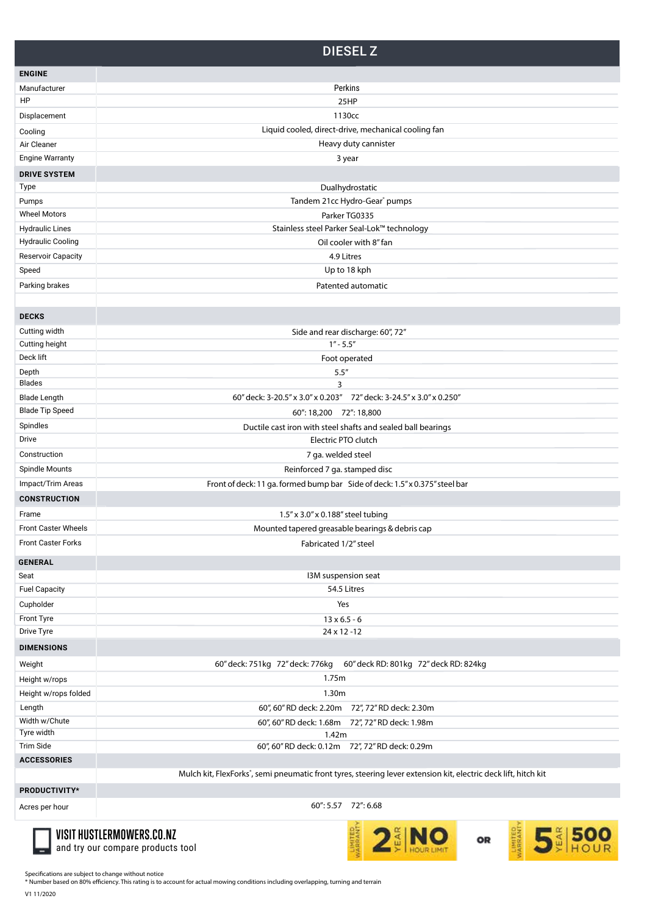# DIESEL Z

| | |
|---|---|
| **ENGINE** | |
| Manufacturer | Perkins |
| HP | 25HP |
| Displacement | 1130cc |
| Cooling | Liquid cooled, direct-drive, mechanical cooling fan |
| Air Cleaner | Heavy duty cannister |
| Engine Warranty | 3 year |
| **DRIVE SYSTEM** | |
| Type | Dualhydrostatic |
| Pumps | Tandem 21cc Hydro-Gear® pumps |
| Wheel Motors | Parker TG0335 |
| Hydraulic Lines | Stainless steel Parker Seal-Lok™ technology |
| Hydraulic Cooling | Oil cooler with 8" fan |
| Reservoir Capacity | 4.9 Litres |
| Speed | Up to 18 kph |
| Parking brakes | Patented automatic |
| | |
| **DECKS** | |
| Cutting width | Side and rear discharge: 60", 72" |
| Cutting height | 1" - 5.5" |
| Deck lift | Foot operated |
| Depth | 5.5" |
| Blades | 3 |
| Blade Length | 60" deck: 3-20.5" x 3.0" x 0.203"   72" deck: 3-24.5" x 3.0" x 0.250" |
| Blade Tip Speed | 60": 18,200   72": 18,800 |
| Spindles | Ductile cast iron with steel shafts and sealed ball bearings |
| Drive | Electric PTO clutch |
| Construction | 7 ga. welded steel |
| Spindle Mounts | Reinforced 7 ga. stamped disc |
| Impact/Trim Areas | Front of deck: 11 ga. formed bump bar   Side of deck: 1.5" x 0.375" steel bar |
| **CONSTRUCTION** | |
| Frame | 1.5" x 3.0" x 0.188" steel tubing |
| Front Caster Wheels | Mounted tapered greasable bearings & debris cap |
| Front Caster Forks | Fabricated 1/2" steel |
| **GENERAL** | |
| Seat | I3M suspension seat |
| Fuel Capacity | 54.5 Litres |
| Cupholder | Yes |
| Front Tyre | 13 x 6.5 - 6 |
| Drive Tyre | 24 x 12 -12 |
| **DIMENSIONS** | |
| Weight | 60" deck: 751kg   72" deck: 776kg   60" deck RD: 801kg   72" deck RD: 824kg |
| Height w/rops | 1.75m |
| Height w/rops folded | 1.30m |
| Length | 60", 60" RD deck: 2.20m   72", 72" RD deck: 2.30m |
| Width w/Chute | 60", 60" RD deck: 1.68m   72", 72" RD deck: 1.98m |
| Tyre width | 1.42m |
| Trim Side | 60", 60" RD deck: 0.12m   72", 72" RD deck: 0.29m |
| **ACCESSORIES** | |
| | Mulch kit, FlexForks®, semi pneumatic front tyres, steering lever extension kit, electric deck lift, hitch kit |
| **PRODUCTIVITY*** | |
| Acres per hour | 60": 5.57   72": 6.68 |

**VISIT HUSTLERMOWERS.CO.NZ**
and try our compare products tool

LIMITED WARRANTY 2 YEAR NO HOUR LIMIT OR LIMITED WARRANTY 5 YEAR 500 HOUR

Specifications are subject to change without notice
* Number based on 80% efficiency. This rating is to account for actual mowing conditions including overlapping, turning and terrain

V1 11/2020